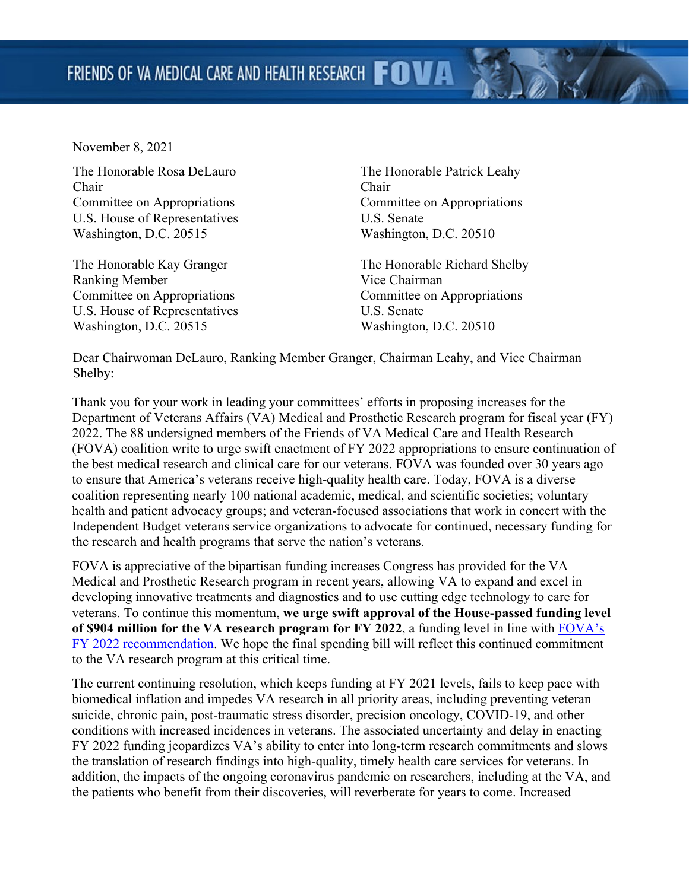FRIENDS OF VA MEDICAL CARE AND HEALTH RESEARCH **FOVA**

November 8, 2021

The Honorable Rosa DeLauro
Chair
Committee on Appropriations
U.S. House of Representatives
Washington, D.C. 20515

The Honorable Patrick Leahy
Chair
Committee on Appropriations
U.S. Senate
Washington, D.C. 20510

The Honorable Kay Granger
Ranking Member
Committee on Appropriations
U.S. House of Representatives
Washington, D.C. 20515

The Honorable Richard Shelby
Vice Chairman
Committee on Appropriations
U.S. Senate
Washington, D.C. 20510

Dear Chairwoman DeLauro, Ranking Member Granger, Chairman Leahy, and Vice Chairman Shelby:

Thank you for your work in leading your committees' efforts in proposing increases for the Department of Veterans Affairs (VA) Medical and Prosthetic Research program for fiscal year (FY) 2022. The 88 undersigned members of the Friends of VA Medical Care and Health Research (FOVA) coalition write to urge swift enactment of FY 2022 appropriations to ensure continuation of the best medical research and clinical care for our veterans. FOVA was founded over 30 years ago to ensure that America's veterans receive high-quality health care. Today, FOVA is a diverse coalition representing nearly 100 national academic, medical, and scientific societies; voluntary health and patient advocacy groups; and veteran-focused associations that work in concert with the Independent Budget veterans service organizations to advocate for continued, necessary funding for the research and health programs that serve the nation's veterans.

FOVA is appreciative of the bipartisan funding increases Congress has provided for the VA Medical and Prosthetic Research program in recent years, allowing VA to expand and excel in developing innovative treatments and diagnostics and to use cutting edge technology to care for veterans. To continue this momentum, **we urge swift approval of the House-passed funding level of $904 million for the VA research program for FY 2022**, a funding level in line with FOVA's FY 2022 recommendation. We hope the final spending bill will reflect this continued commitment to the VA research program at this critical time.

The current continuing resolution, which keeps funding at FY 2021 levels, fails to keep pace with biomedical inflation and impedes VA research in all priority areas, including preventing veteran suicide, chronic pain, post-traumatic stress disorder, precision oncology, COVID-19, and other conditions with increased incidences in veterans. The associated uncertainty and delay in enacting FY 2022 funding jeopardizes VA's ability to enter into long-term research commitments and slows the translation of research findings into high-quality, timely health care services for veterans. In addition, the impacts of the ongoing coronavirus pandemic on researchers, including at the VA, and the patients who benefit from their discoveries, will reverberate for years to come. Increased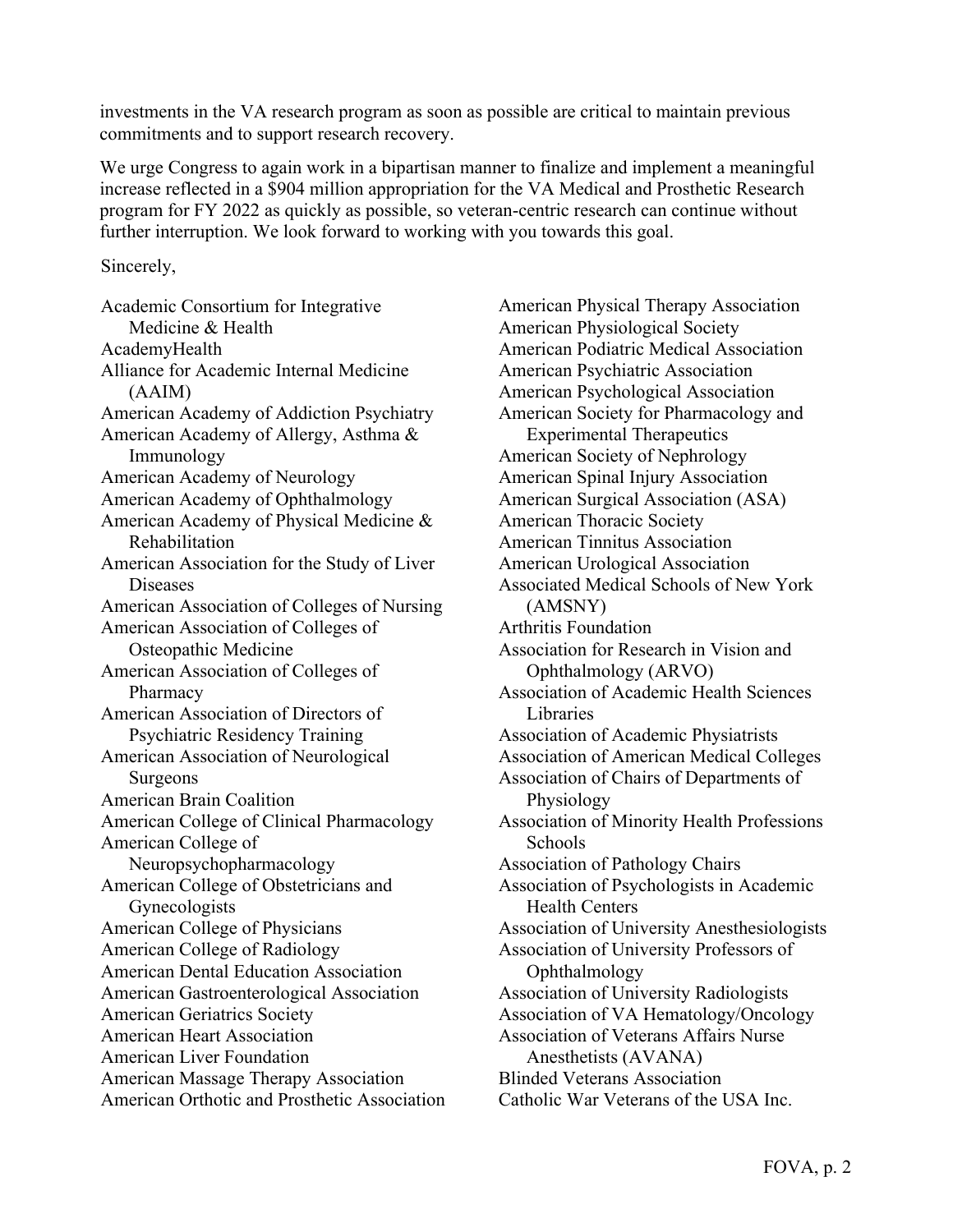investments in the VA research program as soon as possible are critical to maintain previous commitments and to support research recovery.

We urge Congress to again work in a bipartisan manner to finalize and implement a meaningful increase reflected in a $904 million appropriation for the VA Medical and Prosthetic Research program for FY 2022 as quickly as possible, so veteran-centric research can continue without further interruption. We look forward to working with you towards this goal.

Sincerely,

Academic Consortium for Integrative Medicine & Health
AcademyHealth
Alliance for Academic Internal Medicine (AAIM)
American Academy of Addiction Psychiatry
American Academy of Allergy, Asthma & Immunology
American Academy of Neurology
American Academy of Ophthalmology
American Academy of Physical Medicine & Rehabilitation
American Association for the Study of Liver Diseases
American Association of Colleges of Nursing
American Association of Colleges of Osteopathic Medicine
American Association of Colleges of Pharmacy
American Association of Directors of Psychiatric Residency Training
American Association of Neurological Surgeons
American Brain Coalition
American College of Clinical Pharmacology
American College of Neuropsychopharmacology
American College of Obstetricians and Gynecologists
American College of Physicians
American College of Radiology
American Dental Education Association
American Gastroenterological Association
American Geriatrics Society
American Heart Association
American Liver Foundation
American Massage Therapy Association
American Orthotic and Prosthetic Association
American Physical Therapy Association
American Physiological Society
American Podiatric Medical Association
American Psychiatric Association
American Psychological Association
American Society for Pharmacology and Experimental Therapeutics
American Society of Nephrology
American Spinal Injury Association
American Surgical Association (ASA)
American Thoracic Society
American Tinnitus Association
American Urological Association
Associated Medical Schools of New York (AMSNY)
Arthritis Foundation
Association for Research in Vision and Ophthalmology (ARVO)
Association of Academic Health Sciences Libraries
Association of Academic Physiatrists
Association of American Medical Colleges
Association of Chairs of Departments of Physiology
Association of Minority Health Professions Schools
Association of Pathology Chairs
Association of Psychologists in Academic Health Centers
Association of University Anesthesiologists
Association of University Professors of Ophthalmology
Association of University Radiologists
Association of VA Hematology/Oncology
Association of Veterans Affairs Nurse Anesthetists (AVANA)
Blinded Veterans Association
Catholic War Veterans of the USA Inc.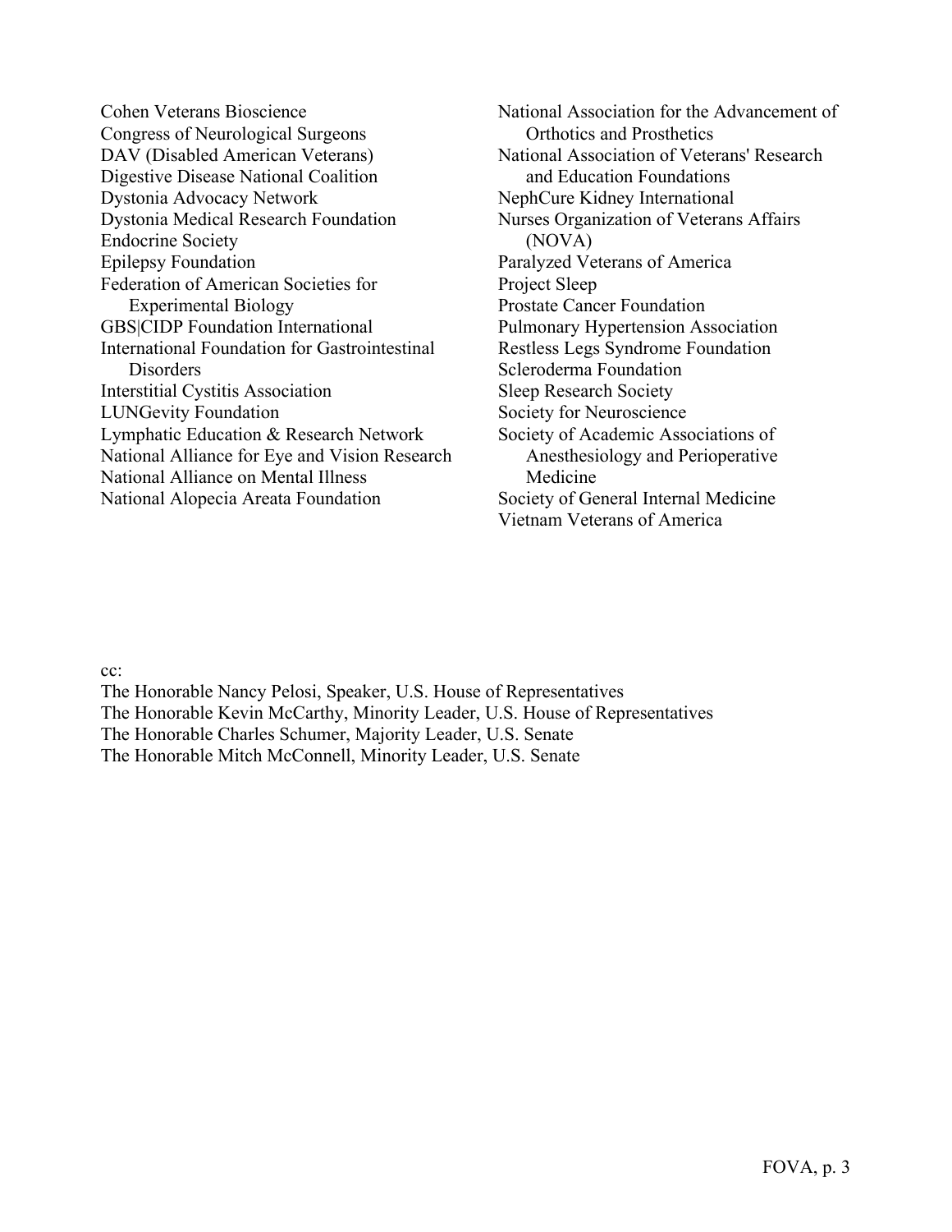Cohen Veterans Bioscience
Congress of Neurological Surgeons
DAV (Disabled American Veterans)
Digestive Disease National Coalition
Dystonia Advocacy Network
Dystonia Medical Research Foundation
Endocrine Society
Epilepsy Foundation
Federation of American Societies for Experimental Biology
GBS|CIDP Foundation International
International Foundation for Gastrointestinal Disorders
Interstitial Cystitis Association
LUNGevity Foundation
Lymphatic Education & Research Network
National Alliance for Eye and Vision Research
National Alliance on Mental Illness
National Alopecia Areata Foundation
National Association for the Advancement of Orthotics and Prosthetics
National Association of Veterans' Research and Education Foundations
NephCure Kidney International
Nurses Organization of Veterans Affairs (NOVA)
Paralyzed Veterans of America
Project Sleep
Prostate Cancer Foundation
Pulmonary Hypertension Association
Restless Legs Syndrome Foundation
Scleroderma Foundation
Sleep Research Society
Society for Neuroscience
Society of Academic Associations of Anesthesiology and Perioperative Medicine
Society of General Internal Medicine
Vietnam Veterans of America

cc:
The Honorable Nancy Pelosi, Speaker, U.S. House of Representatives
The Honorable Kevin McCarthy, Minority Leader, U.S. House of Representatives
The Honorable Charles Schumer, Majority Leader, U.S. Senate
The Honorable Mitch McConnell, Minority Leader, U.S. Senate